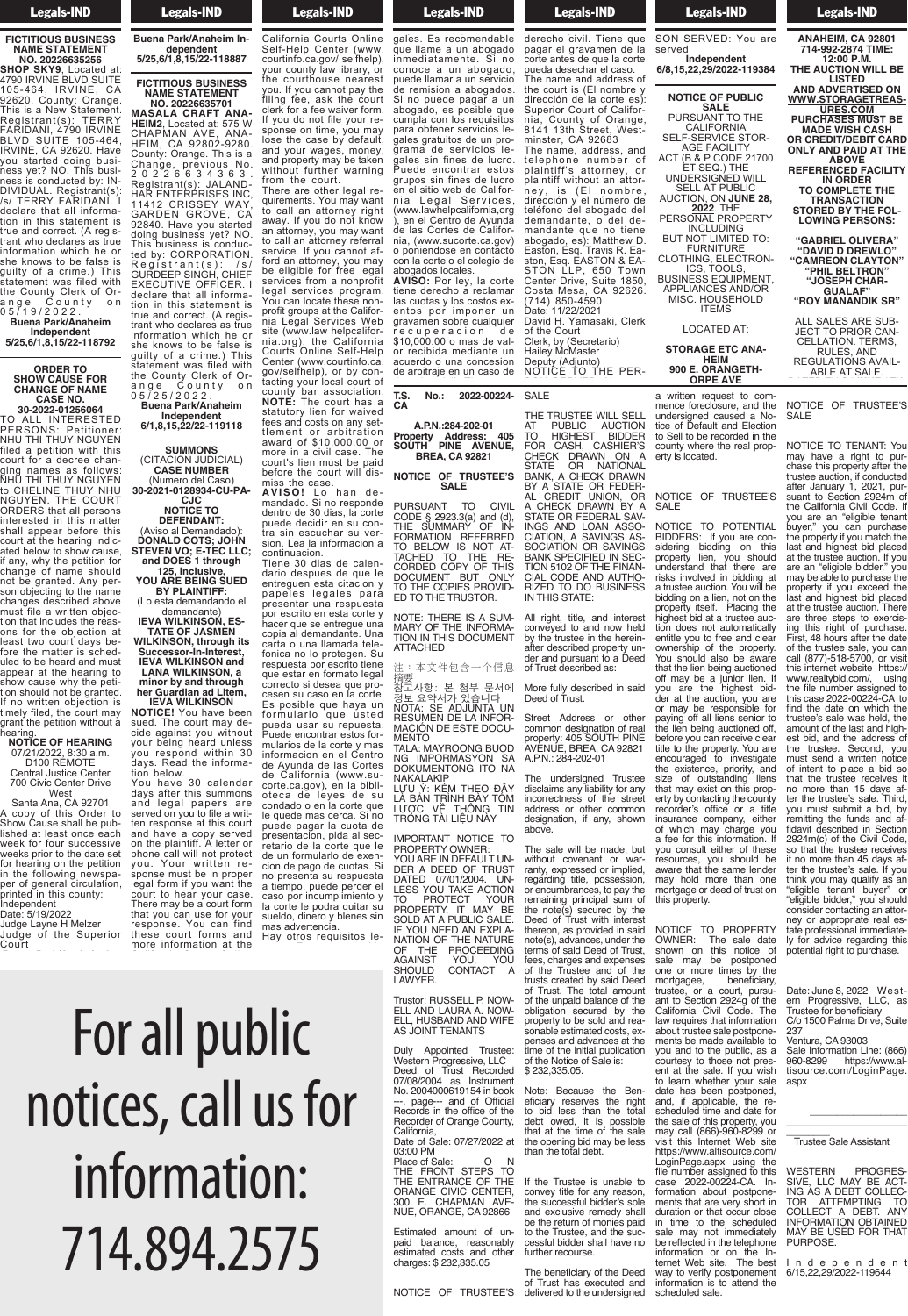**FICTITIOUS BUSINESS NAME STATEMENT NO. 20226635256**

**SHOP SKY9**, Located at: 4790 IRVINE BLVD SUITE 105-464, IRVINE, CA 92620. County: Orange. This is a New Statement. Registrant(s): TERRY FARIDANI, 4790 IRVINE BLVD SUITE 105-464, IRVINE, CA 92620. Have you started doing business yet? NO. This business is conducted by: INDIVIDUAL. Registrant(s): /s/ TERRY FARIDANI. I declare that all information in this statement is true and correct. (A registrant who declares as true information which he or she knows to be false is guilty of a crime.) This statement was filed with the County Clerk of Orange County on 05/19/2022.

**Buena Park/Anaheim Independent 5/25,6/1,8,15/22-118792**

**ORDER TO SHOW CAUSE FOR CHANGE OF NAME CASE NO. 30-2022-01256064**

TO ALL INTERESTED PERSONS: Petitioner: NHU THI THUY NGUYEN filed a petition with this court for a decree changing names as follows: NHU THI THUY NGUYEN to CHELINE THUY NHU NGUYEN. THE COURT ORDERS that all persons interested in this matter shall appear before this court at the hearing indicated below to show cause, if any, why the petition for change of name should not be granted. Any person objecting to the name changes described above must file a written objection that includes the reasons for the objection at least two court days before the matter is scheduled to be heard and must appear at the hearing to show cause why the petition should not be granted. If no written objection is timely filed, the court may grant the petition without a hearing.

**NOTICE OF HEARING**
07/21/2022, 8:30 a.m.
D100 REMOTE
Central Justice Center
700 Civic Center Drive West
Santa Ana, CA 92701

A copy of this Order to Show Cause shall be published at least once each week for four successive weeks prior to the date set for hearing on the petition in the following newspaper of general circulation, printed in this county: Independent
Date: 5/19/2022
Judge Layne H Melzer
Judge of the Superior Court

**Buena Park/Anaheim Independent 5/25/22-118887**

**FICTITIOUS BUSINESS NAME STATEMENT NO. 20226635701**

**MASALA CRAFT ANAHEIM2**, Located at: 575 W CHAPMAN AVE, ANAHEIM, CA 92802-9280. County: Orange. This is a Change, previous No. 20226634363. Registrant(s): JALAND-HAR ENTERPRISES INC, 11412 CRISSEY WAY, GARDEN GROVE, CA 92840. Have you started doing business yet? NO. This business is conducted by: CORPORATION. Registrant(s): /s/ GURDEEP SINGH, CHIEF EXECUTIVE OFFICER. I declare that all information in this statement is true and correct. (A registrant who declares as true information which he or she knows to be false is guilty of a crime.) This statement was filed with the County Clerk of Orange County on 05/25/2022.

**Buena Park/Anaheim Independent 6/1,8,15,22/22-119118**

**SUMMONS**
(CITACION JUDICIAL)
**CASE NUMBER**
(Numero del Caso)
**30-2021-01289 34-CU-PA-CJC**

**NOTICE TO DEFENDANT:**
(Aviso al Demandado):
**DONALD COTS; JOHN STEVEN VO; E-TEC LLC; and DOES 1 through 125, inclusive,**
**YOU ARE BEING SUED BY PLAINTIFF:**
(Lo esta demandando el demandante)
**IEVA WILKINSON, ESTATE OF JASMEN WILKINSON, through its Successor-In-Interest, IEVA WILKINSON and LANA WILKINSON, a minor by and through her Guardian ad Litem, IEVA WILKINSON**

**NOTICE!** You have been sued. The court may decide against you without your being heard unless you respond within 30 days. Read the information below.

You have 30 calendar days after this summons and legal papers are served on you to file a written response at this court and have a copy served on the plaintiff. A letter or phone call will not protect you. Your written response must be in proper legal form if you want the court to hear your case. There may be a court form that you can use for your response. You can find these court forms and more information at the California Courts Online Self-Help Center (www.courtinfo.ca.gov/ selfhelp), your county law library, or the courthouse nearest you. If you cannot pay the filing fee, ask the court clerk for a fee waiver form. If you do not file your response on time, you may lose the case by default, and your wages, money, and property may be taken without further warning from the court.

There are other legal requirements. You may want to call an attorney right away. If you do not know an attorney, you may want to call an attorney referral service. If you cannot afford an attorney, you may be eligible for free legal services from a nonprofit legal services program. You can locate these nonprofit groups at the California Legal Services Web site (www.law helpcalifornia.org), the California Courts Online Self-Help Center (www.courtinfo.ca.gov/selfhelp), or by contacting your local court of county bar association. **NOTE:** The court has a statutory lien for waived fees and costs on any settlement or arbitration award of $10,000.00 or more in a civil case. The court's lien must be paid before the court will dismiss the case.

**AVISO!** Lo han demandado. Si no responde dentro de 30 dias, la corte puede decidir en su contra sin escuchar su version. Lea la informacion a continuacion.

Tiene 30 dias de calendario despues de que le entreguen esta citacion y papeles legales para presentar una respuesta por escrito en esta corte y hacer que se entregue una copia al demandante. Una carta o una llamada telefonica no lo protegen. Su respuesta por escrito tiene que estar en formato legal correcto si desea que procesen su caso en la corte. Es posible que haya un formulario que usted pueda usar su respuesta. Puede encontrar estos formularios de la corte y mas informacion en el Centro de Ayuda de las Cortes de California (www.sucorte.ca.gov), en la biblioteca de leyes de su condado o en la corte que le quede mas cerca. Si no puede pagar la cuota de presentacion, pida al secretario de la corte que le de un formulario de exencion de pago de cuotas. Si no presenta su respuesta a tiempo, puede perder el caso por incumplimiento y la corte le podra quitar su sueldo, dinero y bienes sin mas advertencia.

Hay otros requisitos legales. Es recomendable que llame a un abogado inmediatamente. Si no conoce a un abogado, puede llamar a un servicio de remision a abogados. Si no puede pagar a un abogado, es posible que cumpla con los requisitos para obtener servicios legales gratuitos de un programa de servicios legales sin fines de lucro. Puede encontrar estos grupos sin fines de lucro en el sitio web de California Legal Services, (www.lawhelpcalifornia.org), en el Centro de Ayuda de las Cortes de California, (www.sucorte.ca.gov) o poniendose en contacto con la corte o el colegio de abogados locales.

**AVISO:** Por ley, la corte tiene derecho a reclamar las cuotas y los costos exentos por imponer un gravamen sobre cualquier recuperacion de $10,000.00 o mas de valor recibida mediante un acuerdo o una concesion de arbitraje en un caso de derecho civil. Tiene que pagar el gravamen de la corte antes de que la corte pueda desechar el caso.

The name and address of the court is (El nombre y dirección de la corte es): Superior Court of California, County of Orange, 8141 13th Street, Westminster, CA 92683

The name, address, and telephone number of plaintiff's attorney, or plaintiff without an attorney, is (El nombre, dirección y el número de teléfono del abogado del demandante, o del demandante que no tiene abogado, es): Matthew D. Easton, Esq. Travis R. Easton, Esq. EASTON & EASTON LLP, 650 Town Center Drive, Suite 1850, Costa Mesa, CA 92626. (714) 850-4590
Date: 11/22/2021
David H. Yamasaki, Clerk of the Court
Clerk, by (Secretario)
Hailey McMaster
Deputy (Adjunto)

NOTICE TO THE PERSON SERVED: You are served

**Independent 6/8,15,22,29/2022-119384**

**NOTICE OF PUBLIC SALE**

PURSUANT TO THE CALIFORNIA SELF-SERVICE STORAGE FACILITY ACT (B & P CODE 21700 ET SEQ.) THE UNDERSIGNED WILL SELL AT PUBLIC AUCTION, ON **JUNE 28, 2022**. THE PERSONAL PROPERTY INCLUDING BUT NOT LIMITED TO: FURNITURE CLOTHING, ELECTRONICS, TOOLS, BUSINESS EQUIPMENT, APPLIANCES AND/OR MISC. HOUSEHOLD ITEMS

LOCATED AT:

**STORAGE ETC ANAHEIM**
**900 E. ORANGETHORPE AVE**
**ANAHEIM, CA 92801**
**714-992-2874 TIME: 12:00 P.M.**

**THE AUCTION WILL BE LISTED AND ADVERTISED ON WWW.STORAGETREASURES.COM PURCHASES MUST BE MADE WITH CASH OR CREDIT/DEBIT CARD ONLY AND PAID AT THE ABOVE REFERENCED FACILITY IN ORDER TO COMPLETE THE TRANSACTION STORED BY THE FOLLOWING PERSONS:**

**"GABRIEL OLIVERA"**
**"DAVID D DREWLO"**
**"CAMREON CLAYTON"**
**"PHIL BELTRON"**
**"JOSEPH CHARGUALAF"**
**"ROY MANANDIK SR"**

ALL SALES ARE SUBJECT TO PRIOR CANCELLATION. TERMS, RULES, AND REGULATIONS AVAILABLE AT SALE.

**T.S. No.: 2022-00224-CA**

**A.P.N.:284-202-01**

**Property Address: 405 SOUTH PINE AVENUE, BREA, CA 92821**

**NOTICE OF TRUSTEE'S SALE**

PURSUANT TO CIVIL CODE § 2923.3(a) and (d), THE SUMMARY OF INFORMATION REFERRED TO BELOW IS NOT ATTACHED TO THE RECORDED COPY OF THIS DOCUMENT BUT ONLY TO THE COPIES PROVIDED TO THE TRUSTOR.

NOTE: THERE IS A SUMMARY OF THE INFORMATION IN THIS DOCUMENT ATTACHED

注：本文件包含一个信息摘要
참고사항: 본 첨부 문서에 정보 요약서가 있습니다
NOTA: SE ADJUNTA UN RESUMEN DE LA INFORMACIÓN DE ESTE DOCUMENTO
TALA: MAYROONG BUOD NG IMPORMASYON SA DOKUMENTONG ITO NA NAKALAKIP
LƯU Ý: KÈM THEO ĐÂY LÀ BẢN TRÌNH BÀY TÓM LƯỢC VỀ THÔNG TIN TRONG TÀI LIỆU NÀY

IMPORTANT NOTICE TO PROPERTY OWNER: YOU ARE IN DEFAULT UNDER A DEED OF TRUST DATED 07/01/2004. UNLESS YOU TAKE ACTION TO PROTECT YOUR PROPERTY, IT MAY BE SOLD AT A PUBLIC SALE. IF YOU NEED AN EXPLANATION OF THE NATURE OF THE PROCEEDING AGAINST YOU, YOU SHOULD CONTACT A LAWYER.

Trustor: RUSSELL P. NOWELL AND LAURA A. NOWELL, HUSBAND AND WIFE AS JOINT TENANTS

Duly Appointed Trustee: Western Progressive, LLC
Deed of Trust Recorded 07/08/2004 as Instrument No. 2004000619154 in book ---, page--- and of Official Records in the office of the Recorder of Orange County, California,
Date of Sale: 07/27/2022 at 03:00 PM
Place of Sale: ON THE FRONT STEPS TO THE ENTRANCE OF THE ORANGE CIVIC CENTER, 300 E. CHAPMAN AVENUE, ORANGE, CA 92866

Estimated amount of unpaid balance, reasonably estimated costs and other charges: $ 232,335.05

NOTICE OF TRUSTEE'S SALE

THE TRUSTEE WILL SELL AT PUBLIC AUCTION TO HIGHEST BIDDER FOR CASH, CASHIER'S CHECK DRAWN ON A STATE OR NATIONAL BANK, A CHECK DRAWN BY A STATE OR FEDERAL CREDIT UNION, OR A CHECK DRAWN BY A STATE OR FEDERAL SAVINGS AND LOAN ASSOCIATION, A SAVINGS ASSOCIATION OR SAVINGS BANK SPECIFIED IN SECTION 5102 OF THE FINANCIAL CODE AND AUTHORIZED TO DO BUSINESS IN THIS STATE:

All right, title, and interest conveyed to and now held by the trustee in the hereinafter described property under and pursuant to a Deed of Trust described as:

More fully described in said Deed of Trust.

Street Address or other common designation of real property: 405 SOUTH PINE AVENUE, BREA, CA 92821
A.P.N.: 284-202-01

The undersigned Trustee disclaims any liability for any incorrectness of the street address or other common designation, if any, shown above.

The sale will be made, but without covenant or warranty, expressed or implied, regarding title, possession, or encumbrances, to pay the remaining principal sum of the note(s) secured by the Deed of Trust with interest thereon, as provided in said note(s), advances, under the terms of said Deed of Trust, fees, charges and expenses of the Trustee and of the trusts created by said Deed of Trust. The total amount of the unpaid balance of the obligation secured by the property to be sold and reasonable estimated costs, expenses and advances at the time of the initial publication of the Notice of Sale is: $ 232,335.05.

Note: Because the Beneficiary reserves the right to bid less than the total debt owed, it is possible that at the time of the sale the opening bid may be less than the total debt.

If the Trustee is unable to convey title for any reason, the successful bidder's sole and exclusive remedy shall be the return of monies paid to the Trustee, and the successful bidder shall have no further recourse.

The beneficiary of the Deed of Trust has executed and delivered to the undersigned a written request to commence foreclosure, and the undersigned caused a Notice of Default and Election to Sell to be recorded in the county where the real property is located.

NOTICE OF TRUSTEE'S SALE

NOTICE TO POTENTIAL BIDDERS: If you are considering bidding on this property lien, you should understand that there are risks involved in bidding at a trustee auction. You will be bidding on a lien, not on the property itself. Placing the highest bid at a trustee auction does not automatically entitle you to free and clear ownership of the property. You should also be aware that the lien being auctioned off may be a junior lien. If you are the highest bidder at the auction, you are or may be responsible for paying off all liens senior to the lien being auctioned off, before you can receive clear title to the property. You are encouraged to investigate the existence, priority, and size of outstanding liens that may exist on this property by contacting the county recorder's office or a title insurance company, either of which may charge you a fee for this information. If you consult either of these resources, you should be aware that the same lender may hold more than one mortgage or deed of trust on this property.

NOTICE TO PROPERTY OWNER: The sale date shown on this notice of sale may be postponed one or more times by the mortgagee, beneficiary, trustee, or a court, pursuant to Section 2924g of the California Civil Code. The law requires that information about trustee sale postponements be made available to you and to the public, as a courtesy to those not present at the sale. If you wish to learn whether your sale date has been postponed, and, if applicable, the rescheduled time and date for the sale of this property, you may call (866)-960-8299 or visit this Internet Web site https://www.altisource.com/LoginPage.aspx using the file number assigned to this case 2022-00224-CA. Information about postponements that are very short in duration or that occur close in time to the scheduled sale may not immediately be reflected in the telephone information or on the Internet Web site. The best way to verify postponement information is to attend the scheduled sale.

NOTICE OF TRUSTEE'S SALE

NOTICE TO TENANT: You may have a right to purchase this property after the trustee auction, if conducted after January 1, 2021, pursuant to Section 2924m of the California Civil Code. If you are an "eligible tenant buyer," you can purchase the property if you match the last and highest bid placed at the trustee auction. If you are an "eligible bidder," you may be able to purchase the property if you exceed the last and highest bid placed at the trustee auction. There are three steps to exercising this right of purchase. First, 48 hours after the date of the trustee sale, you can call (877)-518-5700, or visit this internet website https://www.realtybid.com/, using the file number assigned to this case 2022-00224-CA to find the date on which the trustee's sale was held, the amount of the last and highest bid, and the address of the trustee. Second, you must send a written notice of intent to place a bid so that the trustee receives it no more than 15 days after the trustee's sale. Third, you must submit a bid, by remitting the funds and affidavit described in Section 2924m(c) of the Civil Code, so that the trustee receives it no more than 45 days after the trustee's sale. If you think you may qualify as an "eligible tenant buyer" or "eligible bidder," you should consider contacting an attorney or appropriate real estate professional immediately for advice regarding this potential right to purchase.

Date: June 8, 2022 Western Progressive, LLC, as Trustee for beneficiary
C/o 1500 Palma Drive, Suite 237
Ventura, CA 93003
Sale Information Line: (866) 960-8299 https://www.altisource.com/LoginPage.aspx

Trustee Sale Assistant

WESTERN PROGRESSIVE, LLC MAY BE ACTING AS A DEBT COLLECTOR ATTEMPTING TO COLLECT A DEBT. ANY INFORMATION OBTAINED MAY BE USED FOR THAT PURPOSE.

Independent 6/15,22,29/2022-119644

For all public notices, call us for information: 714.894.2575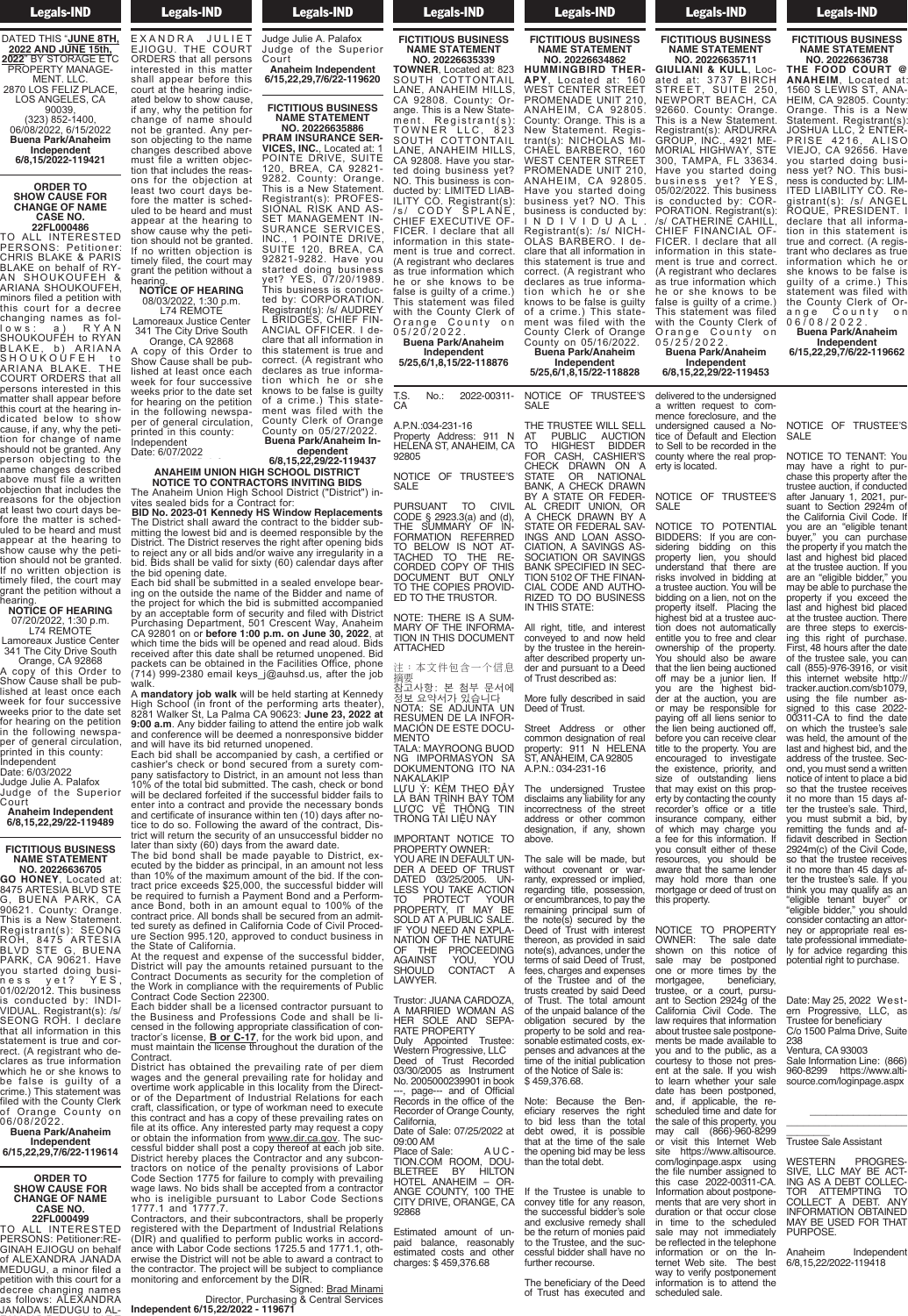DATED THIS "**JUNE 8TH, 2022 AND JUNE 15th, 2022**" BY STORAGE ETC PROPERTY MANAGEMENT. LLC.
2870 LOS FELIZ PLACE, LOS ANGELES, CA 90039
(323) 852-1400,
06/08/2022, 6/15/2022
**Buena Park/Anaheim Independent**
**6/8,15/2022-119421**

**ORDER TO SHOW CAUSE FOR CHANGE OF NAME CASE NO. 22FL000486**

TO ALL INTERESTED PERSONS: Petitioner: CHRIS BLAKE & PARIS BLAKE on behalf of RYAN SHOUKOUFEH & ARIANA SHOUKOUFEH, minors filed a petition with this court for a decree changing names as follows: a) RYAN SHOUKOUFEH to RYAN BLAKE, b) ARIANA SHOUKOUFEH to ARIANA BLAKE. THE COURT ORDERS that all persons interested in this matter shall appear before this court at the hearing indicated below to show cause, if any, why the petition for change of name should not be granted. Any person objecting to the name changes described above must file a written objection that includes the reasons for the objection at least two court days before the matter is scheduled to be heard and must appear at the hearing to show cause why the petition should not be granted. If no written objection is timely filed, the court may grant the petition without a hearing.

**NOTICE OF HEARING**
07/20/2022, 1:30 p.m.
L74 REMOTE
Lamoreaux Justice Center
341 The City Drive South
Orange, CA 92868

A copy of this Order to Show Cause shall be published at least once each week for four successive weeks prior to the date set for hearing on the petition in the following newspaper of general circulation, printed in this county: Independent
Date: 6/03/2022
Judge Julie A. Palafox
Judge of the Superior Court
**Anaheim Independent**
**6/8,15,22,29/22-119489**

**FICTITIOUS BUSINESS NAME STATEMENT NO. 20226636705**

**GO HONEY**, Located at: 8475 ARTESIA BLVD STE G, BUENA PARK, CA 90621. County: Orange. This is a New Statement. Registrant(s): SEONG ROH, 8475 ARTESIA BLVD STE G, BUENA PARK, CA 90621. Have you started doing business yet? YES, 01/02/2012. This business is conducted by: INDIVIDUAL. Registrant(s): /s/ SEONG ROH. I declare that all information in this statement is true and correct. (A registrant who declares as true information which he or she knows to be false is guilty of a crime.) This statement was filed with the County Clerk of Orange County on 06/08/2022.
**Buena Park/Anaheim Independent**
**6/15,22,29,7/6/22-119614**

**ORDER TO SHOW CAUSE FOR CHANGE OF NAME CASE NO. 22FL000499**

TO ALL INTERESTED PERSONS: Petitioner: REGINAH EJIOGU on behalf of ALEXANDRA JANADA MEDUGU, a minor filed a petition with this court for a decree changing names as follows: ALEXANDRA JANADA MEDUGU to ALEXANDRA JULIET EJIOGU. THE COURT ORDERS that all persons interested in this matter shall appear before this court at the hearing indicated below to show cause, if any, why the petition for change of name should not be granted. Any person objecting to the name changes described above must file a written objection that includes the reasons for the objection at least two court days before the matter is scheduled to be heard and must appear at the hearing to show cause why the petition should not be granted. If no written objection is timely filed, the court may grant the petition without a hearing.

**NOTICE OF HEARING**
08/03/2022, 1:30 p.m.
L74 REMOTE
Lamoreaux Justice Center
341 The City Drive South
Orange, CA 92868

A copy of this Order to Show Cause shall be published at least once each week for four successive weeks prior to the date set for hearing on the petition in the following newspaper of general circulation, printed in this county: Independent
Date: 6/07/2022
Judge Julie A. Palafox
Judge of the Superior Court
**Anaheim Independent**
**6/15,22,29,7/6/22-119620**

**ANAHEIM UNION HIGH SCHOOL DISTRICT NOTICE TO CONTRACTORS INVITING BIDS**

The Anaheim Union High School District ("District") invites sealed bids for a Contract for:

**BID No. 2023-01 Kennedy HS Window Replacements**

The District shall award the contract to the bidder submitting the lowest bid and is deemed responsible by the District. The District reserves the right after opening bids to reject any or all bids and/or waive any irregularity in a bid. Bids shall be valid for sixty (60) calendar days after the bid opening date.

Each bid shall be submitted in a sealed envelope bearing on the outside the name of the Bidder and name of the project for which the bid is submitted accompanied by an acceptable form of security and filed with District Purchasing Department, 501 Crescent Way, Anaheim CA 92801 on or **before 1:00 p.m. on June 30, 2022**, at which time the bids will be opened and read aloud. Bids received after this date shall be returned unopened. Bid packets can be obtained in the Facilities Office, phone (714) 999-2380 email keys_j@auhsd.us, after the job walk.

A **mandatory job walk** will be held starting at Kennedy High School (in front of the performing arts theater), 8281 Walker St, La Palma CA 90623: **June 23, 2022 at 9:00 a.m.** Any bidder failing to attend the entire job walk and conference will be deemed a nonresponsive bidder and will have its bid returned unopened.

Each bid shall be accompanied by cash, a certified or cashier's check or bond secured from a surety company satisfactory to District, in an amount not less than 10% of the total bid submitted. The cash, check or bond will be declared forfeited if the successful bidder fails to enter into a contract and provide the necessary bonds and certificate of insurance within ten (10) days after notice to do so. Following the award of the contract, District will return the security of an unsuccessful bidder no later than sixty (60) days from the award date.

The bid bond shall be made payable to District, executed by the bidder as principal, in an amount not less than 10% of the maximum amount of the bid. If the contract price exceeds $25,000, the successful bidder will be required to furnish a Payment Bond and a Performance Bond, both in an amount equal to 100% of the contract price. All bonds shall be secured from an admitted surety as defined in California Code of Civil Procedure Section 995.120, approved to conduct business in the State of California.

At the request and expense of the successful bidder, District will pay the amounts retained pursuant to the Contract Documents as security for the completion of the Work in compliance with the requirements of Public Contract Code Section 22300.

Each bidder shall be a licensed contractor pursuant to the Business and Professions Code and shall be licensed in the following appropriate classification of contractor's license, **B or C-17**, for the work bid upon, and must maintain the license throughout the duration of the Contract.

District has obtained the prevailing rate of per diem wages and the general prevailing rate for holiday and overtime work applicable in this locality from the Director of the Department of Industrial Relations for each craft, classification, or type of workman need to execute this contract and has a copy of these prevailing rates on file at its office. Any interested party may request a copy or obtain the information from www.dir.ca.gov. The successful bidder shall post a copy thereof at each job site. District hereby places the Contractor and any subcontractors on notice of the penalty provisions of Labor Code Section 1775 for failure to comply with prevailing wage laws. No bids shall be accepted from a contractor who is ineligible pursuant to Labor Code Sections 1777.1 and 1777.7.

Contractors, and their subcontractors, shall be properly registered with the Department of Industrial Relations (DIR) and qualified to perform public works in accordance with Labor Code sections 1725.5 and 1771.1, otherwise the District will not be able to award a contract to the contractor. The project will be subject to compliance monitoring and enforcement by the DIR.

Signed: Brad Minami
Director, Purchasing & Central Services
**Independent 6/15,22/2022 - 119671**

**FICTITIOUS BUSINESS NAME STATEMENT NO. 20226635886**

**PRAM INSURANCE SERVICES, INC.**, Located at: 1 POINTE DRIVE, SUITE 120, BREA, CA 92821-9282. County: Orange. This is a New Statement. Registrant(s): PROFESSIONAL RISK AND ASSET MANAGEMENT INSURANCE SERVICES, INC., 1 POINTE DRIVE, SUITE 120, BREA, CA 92821-9282. Have you started doing business yet? YES, 07/20/1989. This business is conducted by: CORPORATION. Registrant(s): /s/ AUDREY L BRIDGES, CHIEF FINANCIAL OFFICER. I declare that all information in this statement is true and correct. (A registrant who declares as true information which he or she knows to be false is guilty of a crime.) This statement was filed with the County Clerk of Orange County on 05/27/2022.
**Buena Park/Anaheim Independent**
**6/8,15,22,29/22-119437**

**FICTITIOUS BUSINESS NAME STATEMENT NO. 20226635339**

**TOWNER**, Located at: 823 SOUTH COTTONTAIL LANE, ANAHEIM HILLS, CA 92808. County: Orange. This is a New Statement. Registrant(s): TOWNER LLC, 823 SOUTH COTTONTAIL LANE, ANAHEIM HILLS, CA 92808. Have you started doing business yet? NO. This business is conducted by: LIMITED LIABILITY CO. Registrant(s): /s/ CODY SPLANE, CHIEF EXECUTIVE OFFICER. I declare that all information in this statement is true and correct. (A registrant who declares as true information which he or she knows to be false is guilty of a crime.) This statement was filed with the County Clerk of Orange County on 05/20/2022.
**Buena Park/Anaheim Independent**
**5/25,6/1,8,15/22-118876**

T.S. No.: 2022-00311-CA

A.P.N.:034-231-16
Property Address: 911 N HELENA ST, ANAHEIM, CA 92805

NOTICE OF TRUSTEE'S SALE

PURSUANT TO CIVIL CODE § 2923.3(a) and (d), THE SUMMARY OF INFORMATION REFERRED TO BELOW IS NOT ATTACHED TO THE RECORDED COPY OF THIS DOCUMENT BUT ONLY TO THE COPIES PROVIDED TO THE TRUSTOR.

NOTE: THERE IS A SUMMARY OF THE INFORMATION IN THIS DOCUMENT ATTACHED

注：本文件包含一个信息摘要
참고사항: 본 첨부 문서에 정보 요약서가 있습니다
NOTA: SE ADJUNTA UN RESUMEN DE LA INFORMACIÓN DE ESTE DOCUMENTO
TALA: MAYROONG BUOD NG IMPORMASYON SA DOKUMENTONG ITO NA NAKALAKIP
LƯU Ý: KÈM THEO ĐÂY LÀ BẢN TRÌNH BÀY TÓM LƯỢC VỀ THÔNG TIN TRONG TÀI LIỆU NÀY

IMPORTANT NOTICE TO PROPERTY OWNER:
YOU ARE IN DEFAULT UNDER A DEED OF TRUST DATED 03/25/2005. UNLESS YOU TAKE ACTION TO PROTECT YOUR PROPERTY, IT MAY BE SOLD AT A PUBLIC SALE. IF YOU NEED AN EXPLANATION OF THE NATURE OF THE PROCEEDING AGAINST YOU, YOU SHOULD CONTACT A LAWYER.

Trustor: JUANA CARDOZA, A MARRIED WOMAN AS HER SOLE AND SEPARATE PROPERTY
Duly Appointed Trustee: Western Progressive, LLC
Deed of Trust Recorded 03/30/2005 as Instrument No. 2005000239901 in book ---, page--- and of Official Records in the office of the Recorder of Orange County, California,
Date of Sale: 07/25/2022 at 09:00 AM
Place of Sale: AUCTION.COM ROOM, DOUBLETREE BY HILTON HOTEL ANAHEIM – ORANGE COUNTY, 100 THE CITY DRIVE, ORANGE, CA 92868

Estimated amount of unpaid balance, reasonably estimated costs and other charges: $ 459,376.68

**FICTITIOUS BUSINESS NAME STATEMENT NO. 20226634862**

**HUMMINGBIRD THERAPY**, Located at: 160 WEST CENTER STREET PROMENADE UNIT 210, ANAHEIM, CA 92805. County: Orange. This is a New Statement. Registrant(s): NICHOLAS MICHAEL BARBERO, 160 WEST CENTER STREET PROMENADE UNIT 210, ANAHEIM, CA 92805. Have you started doing business yet? NO. This business is conducted by: INDIVIDUAL. Registrant(s): /s/ NICHOLAS BARBERO. I declare that all information in this statement is true and correct. (A registrant who declares as true information which he or she knows to be false is guilty of a crime.) This statement was filed with the County Clerk of Orange County on 05/16/2022.
**Buena Park/Anaheim Independent**
**5/25,6/1,8,15/22-118828**

NOTICE OF TRUSTEE'S SALE

THE TRUSTEE WILL SELL AT PUBLIC AUCTION TO HIGHEST BIDDER FOR CASH, CASHIER'S CHECK DRAWN ON A STATE OR NATIONAL BANK, A CHECK DRAWN BY A STATE OR FEDERAL CREDIT UNION, OR A CHECK DRAWN BY A STATE OR FEDERAL SAVINGS AND LOAN ASSOCIATION, A SAVINGS ASSOCIATION OR SAVINGS BANK SPECIFIED IN SECTION 5102 OF THE FINANCIAL CODE AND AUTHORIZED TO DO BUSINESS IN THIS STATE:

All right, title, and interest conveyed to and now held by the trustee in the hereinafter described property under and pursuant to a Deed of Trust described as:

More fully described in said Deed of Trust.

Street Address or other common designation of real property: 911 N HELENA ST, ANAHEIM, CA 92805
A.P.N.: 034-231-16

The undersigned Trustee disclaims any liability for any incorrectness of the street address or other common designation, if any, shown above.

The sale will be made, but without covenant or warranty, expressed or implied, regarding title, possession, or encumbrances, to pay the remaining principal sum of the note(s) secured by the Deed of Trust with interest thereon, as provided in said note(s), advances, under the terms of said Deed of Trust, fees, charges and expenses of the Trustee and of the trusts created by said Deed of Trust. The total amount of the unpaid balance of the obligation secured by the property to be sold and reasonable estimated costs, expenses and advances at the time of the initial publication of the Notice of Sale is: $ 459,376.68.

Note: Because the Beneficiary reserves the right to bid less than the total debt owed, it is possible that at the time of the sale the opening bid may be less than the total debt.

If the Trustee is unable to convey title for any reason, the successful bidder's sole and exclusive remedy shall be the return of monies paid to the Trustee, and the successful bidder shall have no further recourse.

The beneficiary of the Deed of Trust has executed and delivered to the undersigned a written request to commence foreclosure, and the undersigned caused a Notice of Default and Election to Sell to be recorded in the county where the real property is located.

NOTICE OF TRUSTEE'S SALE

NOTICE TO POTENTIAL BIDDERS: If you are considering bidding on this property lien, you should understand that there are risks involved in bidding at a trustee auction. You will be bidding on a lien, not on the property itself. Placing the highest bid at a trustee auction does not automatically entitle you to free and clear ownership of the property. You should also be aware that the lien being auctioned off may be a junior lien. If you are the highest bidder at the auction, you are or may be responsible for paying off all liens senior to the lien being auctioned off, before you can receive clear title to the property. You are encouraged to investigate the existence, priority, and size of outstanding liens that may exist on this property by contacting the county recorder's office or a title insurance company, either of which may charge you a fee for this information. If you consult either of these resources, you should be aware that the same lender may hold more than one mortgage or deed of trust on this property.

NOTICE TO PROPERTY OWNER: The sale date shown on this notice of sale may be postponed one or more times by the mortgagee, beneficiary, trustee, or a court, pursuant to Section 2924g of the California Civil Code. The law requires that information about trustee sale postponements be made available to you and to the public, as a courtesy to those not present at the sale. If you wish to learn whether your sale date has been postponed, and, if applicable, the rescheduled time and date for the sale of this property, you may call (866)-960-8299 or visit this Internet Web site https://www.altisource.com/loginpage.aspx using the file number assigned to this case 2022-00311-CA. Information about postponements that are very short in duration or that occur close in time to the scheduled sale may not immediately be reflected in the telephone information or on the Internet Web site. The best way to verify postponement information is to attend the scheduled sale.

**FICTITIOUS BUSINESS NAME STATEMENT NO. 20226635711**

**GIULIANI & KULL**, Located at: 3737 BIRCH STREET, SUITE 250, NEWPORT BEACH, CA 92660. County: Orange. This is a New Statement. Registrant(s): ARDURRA GROUP, INC., 4921 MEMORIAL HIGHWAY, STE 300, TAMPA, FL 33634. Have you started doing business yet? YES, 05/02/2022. This business is conducted by: CORPORATION. Registrant(s): /s/ CATHERINE CAHILL, CHIEF FINANCIAL OFFICER. I declare that all information in this statement is true and correct. (A registrant who declares as true information which he or she knows to be false is guilty of a crime.) This statement was filed with the County Clerk of Orange County on 05/25/2022.
**Buena Park/Anaheim Independent**
**6/8,15,22,29/22-119453**

**FICTITIOUS BUSINESS NAME STATEMENT NO. 20226636738**

**THE FOOD COURT @ ANAHEIM**, Located at: 1560 S LEWIS ST, ANAHEIM, CA 92805. County: Orange. This is a New Statement. Registrant(s): JOSHUA LLC, 2 ENTERPRISE 4216, ALISO VIEJO, CA 92656. Have you started doing business yet? NO. This business is conducted by: LIMITED LIABILITY CO. Registrant(s): /s/ ANGEL ROQUE, PRESIDENT. I declare that all information in this statement is true and correct. (A registrant who declares as true information which he or she knows to be false is guilty of a crime.) This statement was filed with the County Clerk of Orange County on 06/08/2022.
**Buena Park/Anaheim Independent**
**6/15,22,29,7/6/22-119662**

NOTICE OF TRUSTEE'S SALE

NOTICE TO TENANT: You may have a right to purchase this property after the trustee auction, if conducted after January 1, 2021, pursuant to Section 2924m of the California Civil Code. If you are an "eligible tenant buyer," you can purchase the property if you match the last and highest bid placed at the trustee auction. If you are an "eligible bidder," you may be able to purchase the property if you exceed the last and highest bid placed at the trustee auction. There are three steps to exercising this right of purchase. First, 48 hours after the date of the trustee sale, you can call (855)-976-3916, or visit this internet website http://tracker.auction.com/sb1079, using the file number assigned to this case 2022-00311-CA to find the date on which the trustee's sale was held, the amount of the last and highest bid, and the address of the trustee. Second, you must send a written notice of intent to place a bid so that the trustee receives it no more than 15 days after the trustee's sale. Third, you must submit a bid, by remitting the funds and affidavit described in Section 2924m(c) of the Civil Code, so that the trustee receives it no more than 45 days after the trustee's sale. If you think you may qualify as an "eligible tenant buyer" or "eligible bidder," you should consider contacting an attorney or appropriate real estate professional immediately for advice regarding this potential right to purchase.

Date: May 25, 2022 Western Progressive, LLC, as Trustee for beneficiary
C/o 1500 Palma Drive, Suite 238
Ventura, CA 93003
Sale Information Line: (866) 960-8299 https://www.altisource.com/loginpage.aspx

Trustee Sale Assistant

WESTERN PROGRESSIVE, LLC MAY BE ACTING AS A DEBT COLLECTOR ATTEMPTING TO COLLECT A DEBT. ANY INFORMATION OBTAINED MAY BE USED FOR THAT PURPOSE.

Anaheim Independent
6/8,15,22/2022-119418